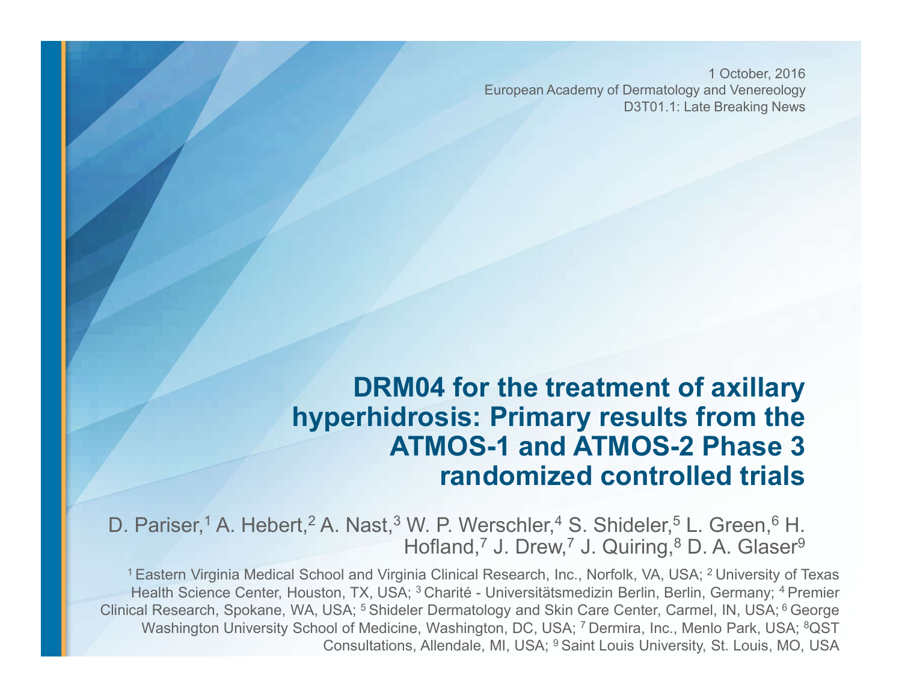1 October, 2016
European Academy of Dermatology and Venereology
D3T01.1: Late Breaking News

# DRM04 for the treatment of axillary hyperhidrosis: Primary results from the ATMOS-1 and ATMOS-2 Phase 3 randomized controlled trials

D. Pariser,[1] A. Hebert,[2] A. Nast,[3] W. P. Werschler,[4] S. Shideler,[5] L. Green,[6] H. Hofland,[7] J. Drew,[7] J. Quiring,[8] D. A. Glaser[9]

[1] Eastern Virginia Medical School and Virginia Clinical Research, Inc., Norfolk, VA, USA; [2] University of Texas Health Science Center, Houston, TX, USA; [3] Charité - Universitätsmedizin Berlin, Berlin, Germany; [4] Premier Clinical Research, Spokane, WA, USA; [5] Shideler Dermatology and Skin Care Center, Carmel, IN, USA; [6] George Washington University School of Medicine, Washington, DC, USA; [7] Dermira, Inc., Menlo Park, USA; [8] QST Consultations, Allendale, MI, USA; [9] Saint Louis University, St. Louis, MO, USA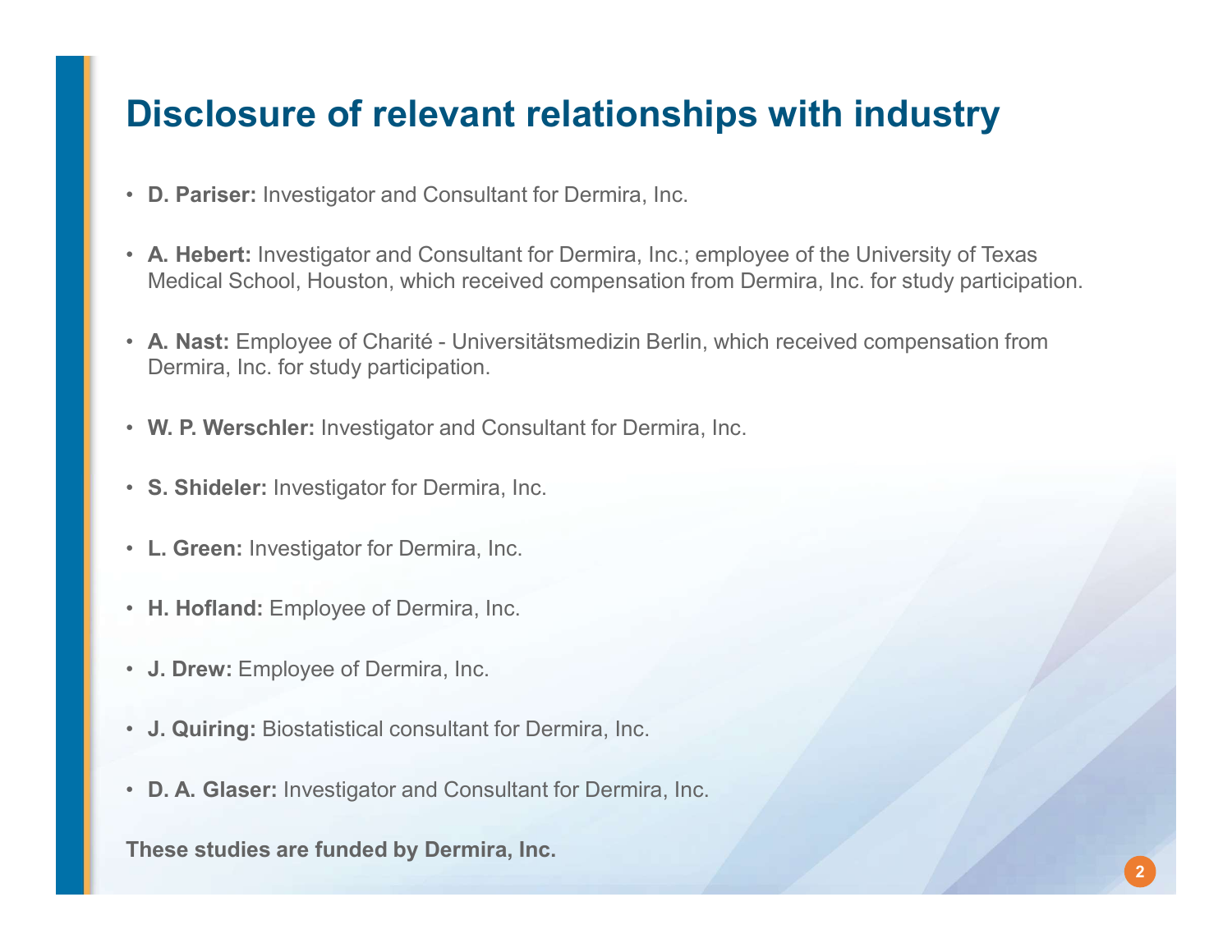# Disclosure of relevant relationships with industry

- **D. Pariser:** Investigator and Consultant for Dermira, Inc.
- **A. Hebert:** Investigator and Consultant for Dermira, Inc.; employee of the University of Texas Medical School, Houston, which received compensation from Dermira, Inc. for study participation.
- **A. Nast:** Employee of Charité - Universitätsmedizin Berlin, which received compensation from Dermira, Inc. for study participation.
- **W. P. Werschler:** Investigator and Consultant for Dermira, Inc.
- **S. Shideler:** Investigator for Dermira, Inc.
- **L. Green:** Investigator for Dermira, Inc.
- **H. Hofland:** Employee of Dermira, Inc.
- **J. Drew:** Employee of Dermira, Inc.
- **J. Quiring:** Biostatistical consultant for Dermira, Inc.
- **D. A. Glaser:** Investigator and Consultant for Dermira, Inc.

**These studies are funded by Dermira, Inc.**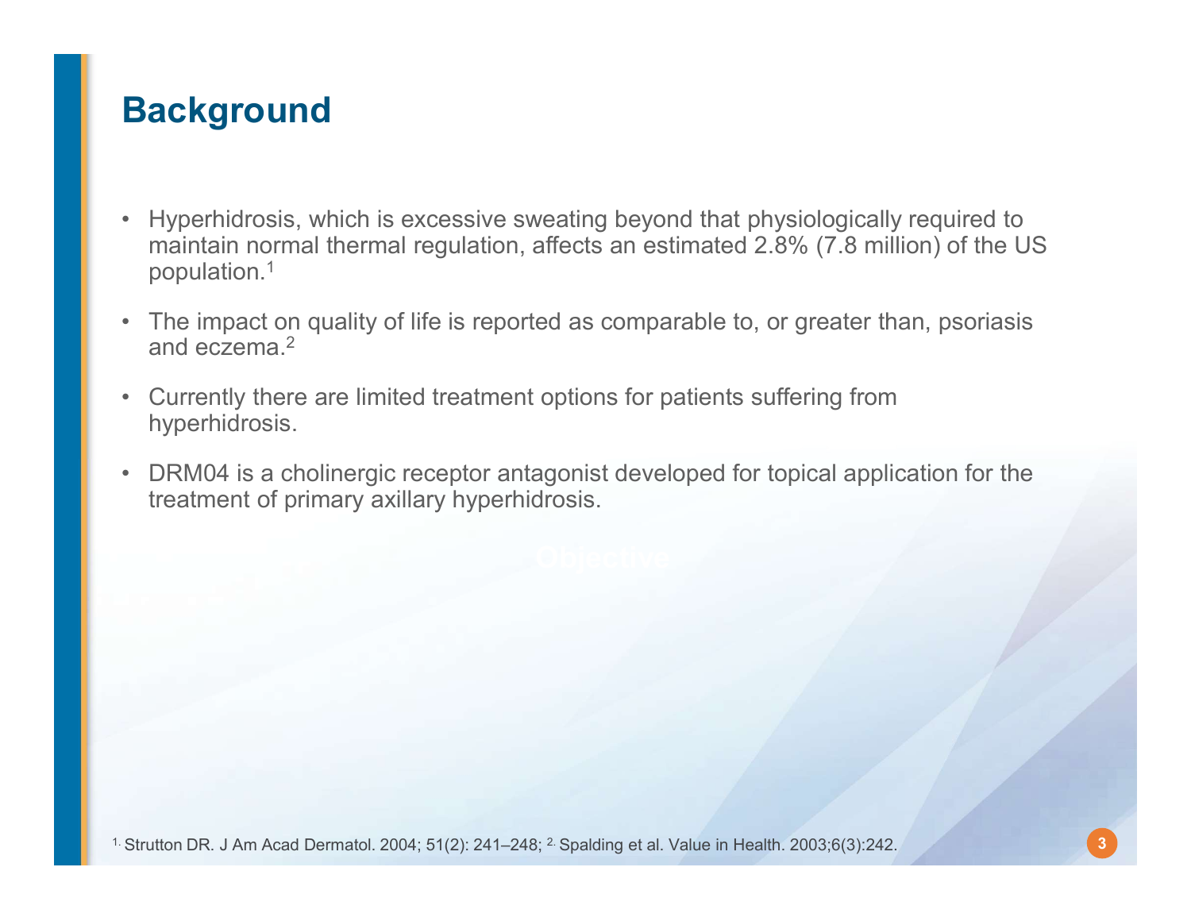# Background

- Hyperhidrosis, which is excessive sweating beyond that physiologically required to maintain normal thermal regulation, affects an estimated 2.8% (7.8 million) of the US population.[1]
- The impact on quality of life is reported as comparable to, or greater than, psoriasis and eczema.[2]
- Currently there are limited treatment options for patients suffering from hyperhidrosis.
- DRM04 is a cholinergic receptor antagonist developed for topical application for the treatment of primary axillary hyperhidrosis.

[1] Strutton DR. J Am Acad Dermatol. 2004; 51(2): 241–248; [2] Spalding et al. Value in Health. 2003;6(3):242.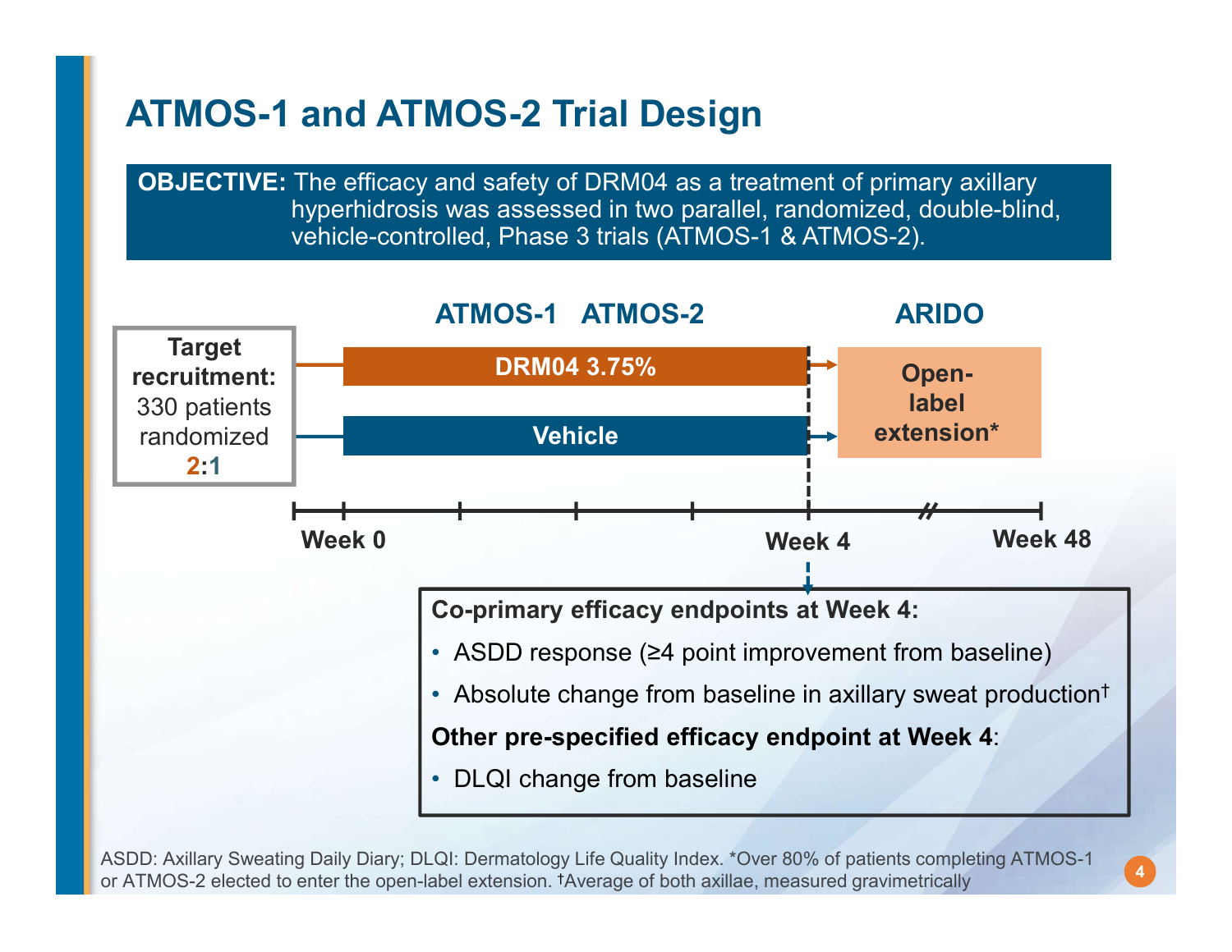# ATMOS-1 and ATMOS-2 Trial Design

**OBJECTIVE:** The efficacy and safety of DRM04 as a treatment of primary axillary hyperhidrosis was assessed in two parallel, randomized, double-blind, vehicle-controlled, Phase 3 trials (ATMOS-1 & ATMOS-2).

**ATMOS-1 ATMOS-2**

**ARIDO**

**Target recruitment:** 330 patients randomized **2:1**

**DRM04 3.75%**

**Vehicle**

**Open-label extension***

**Week 0** **Week 4** **Week 48**

**Co-primary efficacy endpoints at Week 4:**

- ASDD response (≥4 point improvement from baseline)
- Absolute change from baseline in axillary sweat production†

**Other pre-specified efficacy endpoint at Week 4**:

- DLQI change from baseline

ASDD: Axillary Sweating Daily Diary; DLQI: Dermatology Life Quality Index. *Over 80% of patients completing ATMOS-1 or ATMOS-2 elected to enter the open-label extension. †Average of both axillae, measured gravimetrically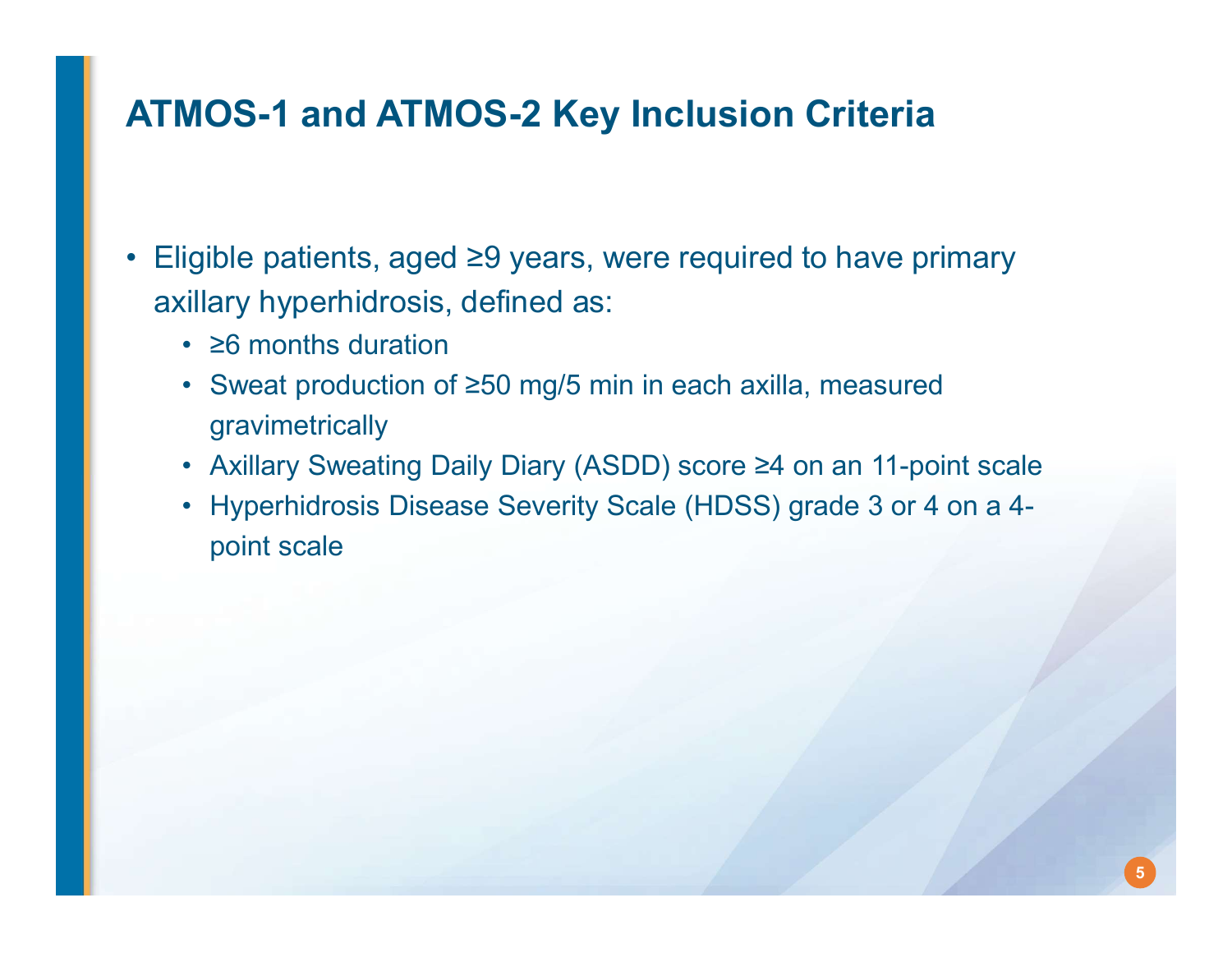# ATMOS-1 and ATMOS-2 Key Inclusion Criteria

- Eligible patients, aged ≥9 years, were required to have primary axillary hyperhidrosis, defined as:
  - ≥6 months duration
  - Sweat production of ≥50 mg/5 min in each axilla, measured gravimetrically
  - Axillary Sweating Daily Diary (ASDD) score ≥4 on an 11-point scale
  - Hyperhidrosis Disease Severity Scale (HDSS) grade 3 or 4 on a 4-point scale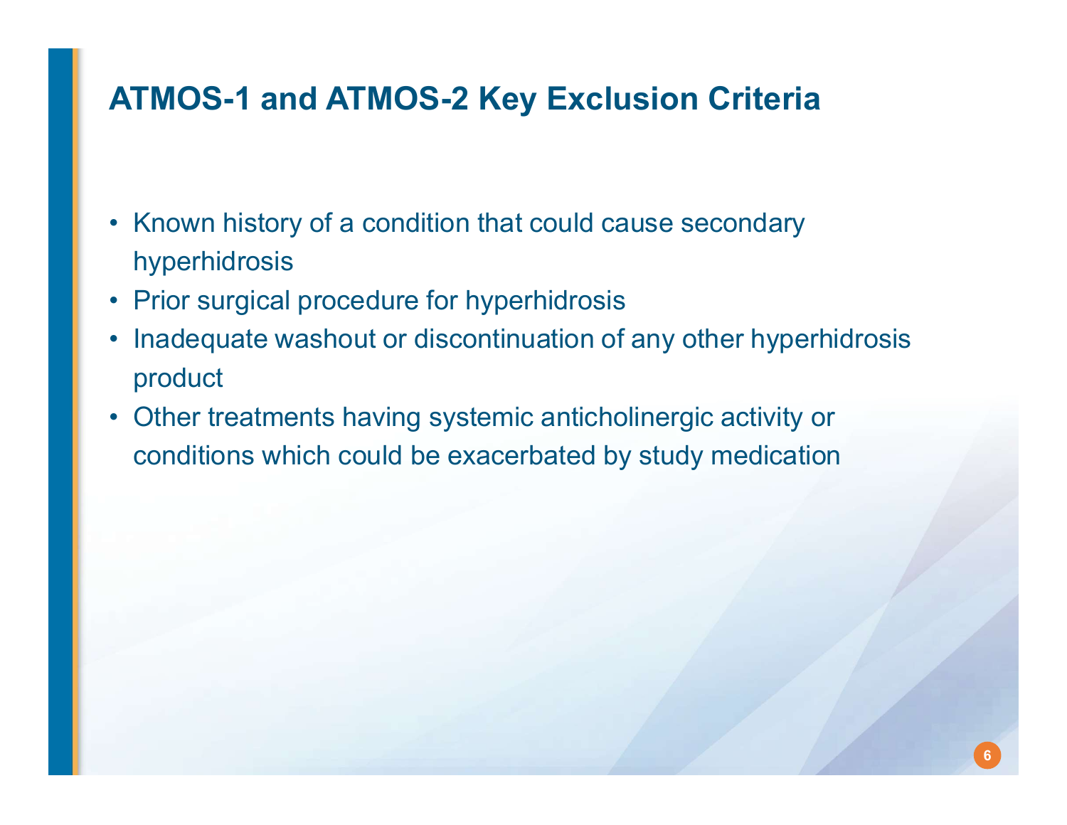# ATMOS-1 and ATMOS-2 Key Exclusion Criteria

- Known history of a condition that could cause secondary hyperhidrosis
- Prior surgical procedure for hyperhidrosis
- Inadequate washout or discontinuation of any other hyperhidrosis product
- Other treatments having systemic anticholinergic activity or conditions which could be exacerbated by study medication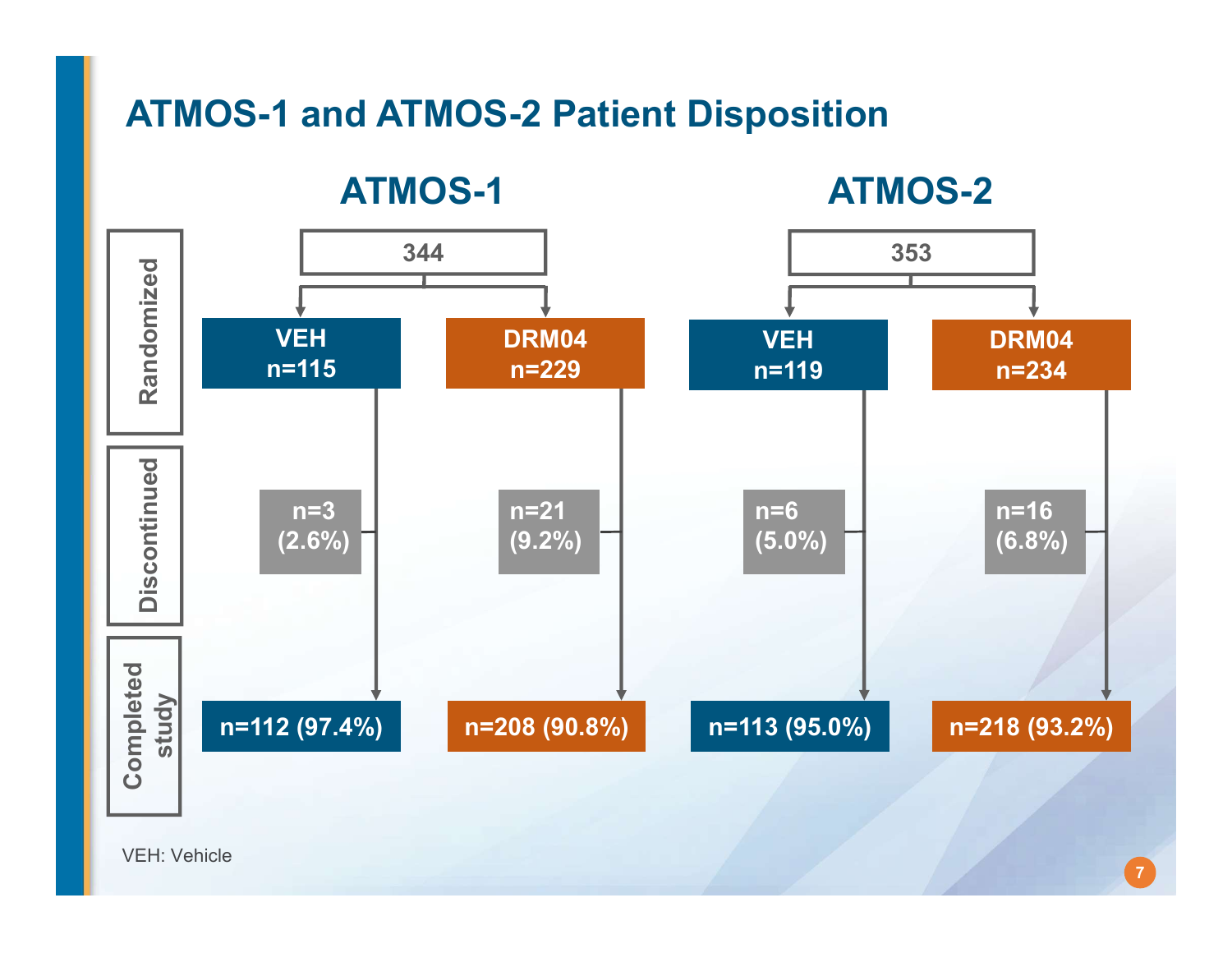# ATMOS-1 and ATMOS-2 Patient Disposition

| | ATMOS-1 | | ATMOS-2 | |
|---|---|---|---|---|
| **Randomized** | 344 | | 353 | |
| | VEH n=115 | DRM04 n=229 | VEH n=119 | DRM04 n=234 |
| **Discontinued** | n=3 (2.6%) | n=21 (9.2%) | n=6 (5.0%) | n=16 (6.8%) |
| **Completed study** | n=112 (97.4%) | n=208 (90.8%) | n=113 (95.0%) | n=218 (93.2%) |

VEH: Vehicle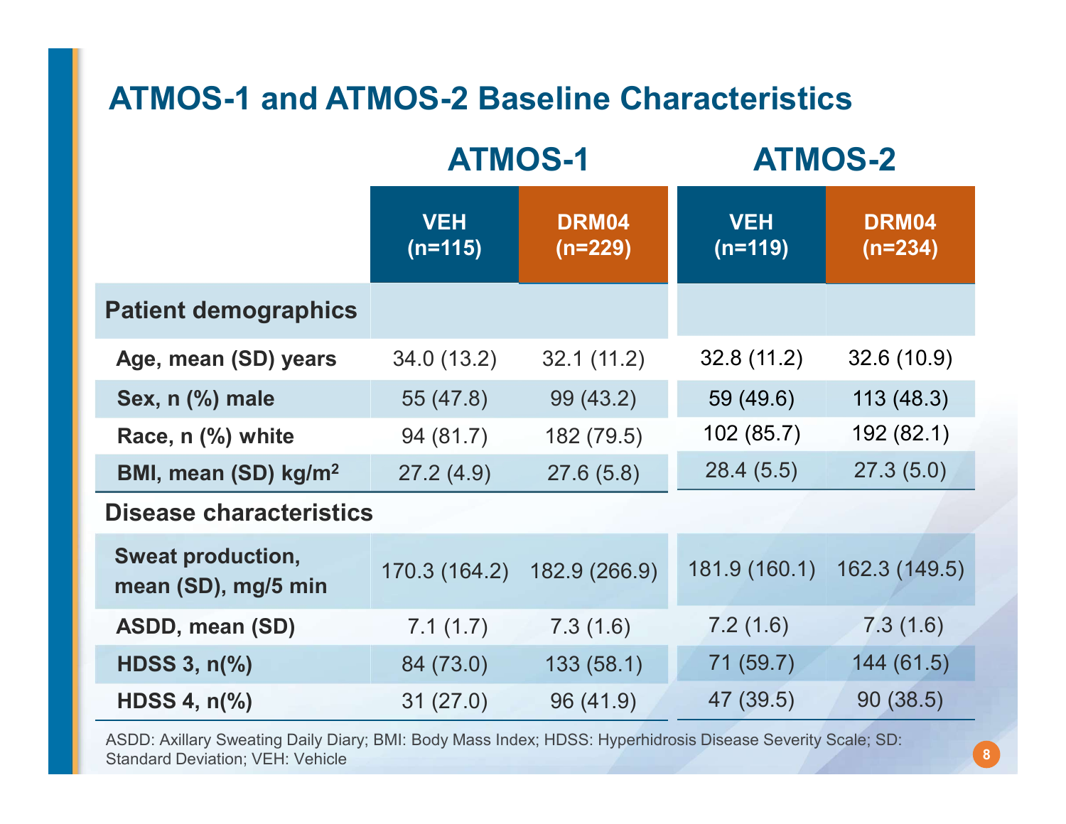# ATMOS-1 and ATMOS-2 Baseline Characteristics

| | ATMOS-1 | | ATMOS-2 | |
|---|---|---|---|---|
| | VEH (n=115) | DRM04 (n=229) | VEH (n=119) | DRM04 (n=234) |
| **Patient demographics** | | | | |
| Age, mean (SD) years | 34.0 (13.2) | 32.1 (11.2) | 32.8 (11.2) | 32.6 (10.9) |
| Sex, n (%) male | 55 (47.8) | 99 (43.2) | 59 (49.6) | 113 (48.3) |
| Race, n (%) white | 94 (81.7) | 182 (79.5) | 102 (85.7) | 192 (82.1) |
| BMI, mean (SD) $kg/m^2$ | 27.2 (4.9) | 27.6 (5.8) | 28.4 (5.5) | 27.3 (5.0) |
| **Disease characteristics** | | | | |
| Sweat production, mean (SD), mg/5 min | 170.3 (164.2) | 182.9 (266.9) | 181.9 (160.1) | 162.3 (149.5) |
| ASDD, mean (SD) | 7.1 (1.7) | 7.3 (1.6) | 7.2 (1.6) | 7.3 (1.6) |
| HDSS 3, n(%) | 84 (73.0) | 133 (58.1) | 71 (59.7) | 144 (61.5) |
| HDSS 4, n(%) | 31 (27.0) | 96 (41.9) | 47 (39.5) | 90 (38.5) |

ASDD: Axillary Sweating Daily Diary; BMI: Body Mass Index; HDSS: Hyperhidrosis Disease Severity Scale; SD: Standard Deviation; VEH: Vehicle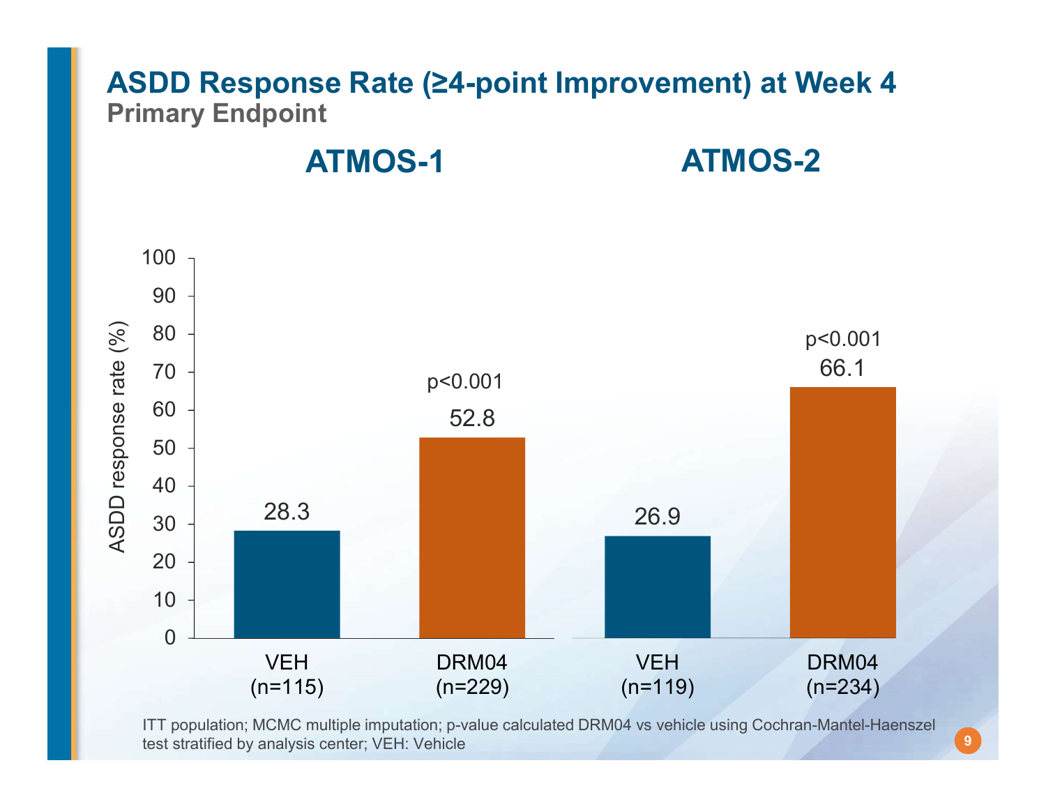# ASDD Response Rate (≥4-point Improvement) at Week 4

**Primary Endpoint**

| | ATMOS-1 | | ATMOS-2 | |
|---|---|---|---|---|
| | VEH (n=115) | DRM04 (n=229) | VEH (n=119) | DRM04 (n=234) |
| ASDD response rate (%) | 28.3 | 52.8 | 26.9 | 66.1 |
| p-value | | $p<0.001$ | | $p<0.001$ |

ITT population; MCMC multiple imputation; p-value calculated DRM04 vs vehicle using Cochran-Mantel-Haenszel test stratified by analysis center; VEH: Vehicle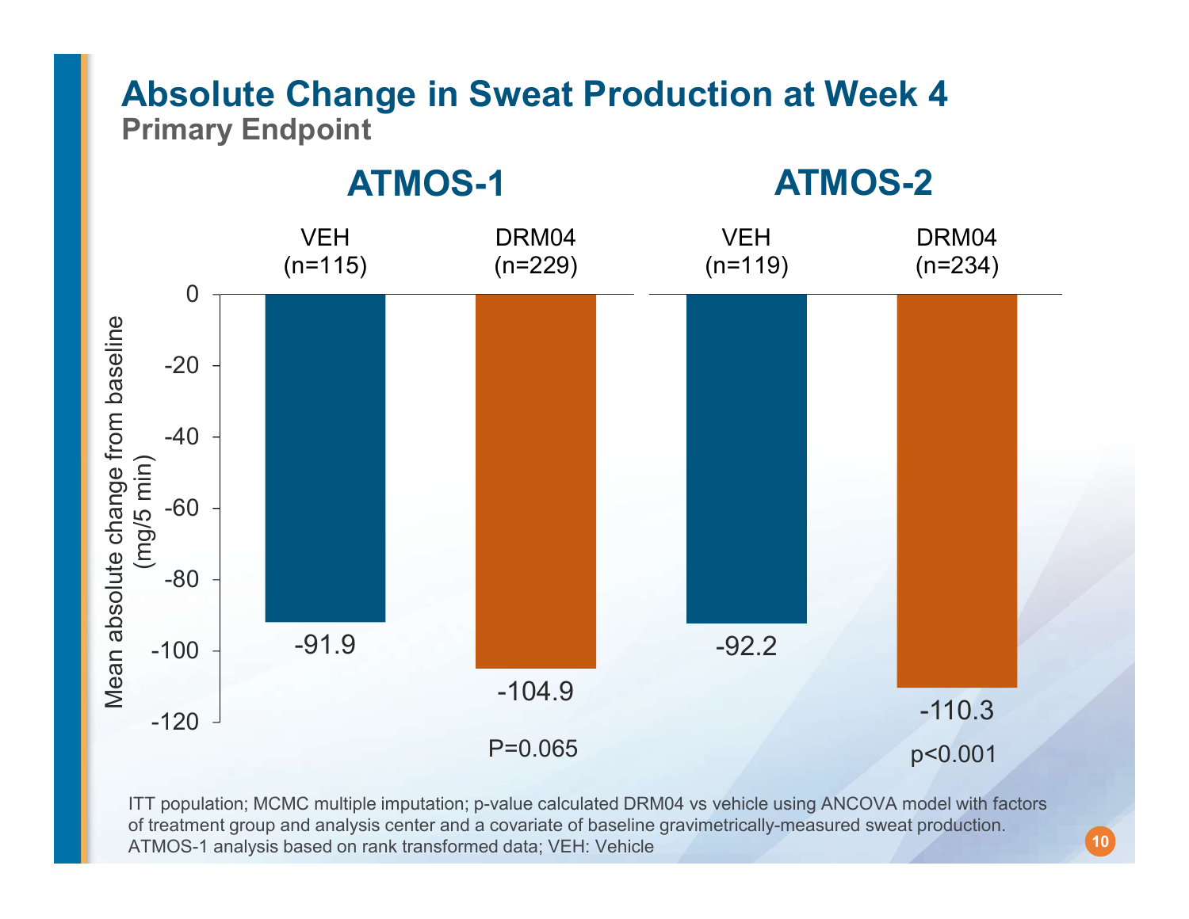# Absolute Change in Sweat Production at Week 4

**Primary Endpoint**

## ATMOS-1

| | VEH (n=115) | DRM04 (n=229) |
|---|---|---|
| Mean absolute change from baseline (mg/5 min) | -91.9 | -104.9 |
| | | P=0.065 |

## ATMOS-2

| | VEH (n=119) | DRM04 (n=234) |
|---|---|---|
| Mean absolute change from baseline (mg/5 min) | -92.2 | -110.3 |
| | | p<0.001 |

ITT population; MCMC multiple imputation; p-value calculated DRM04 vs vehicle using ANCOVA model with factors of treatment group and analysis center and a covariate of baseline gravimetrically-measured sweat production. ATMOS-1 analysis based on rank transformed data; VEH: Vehicle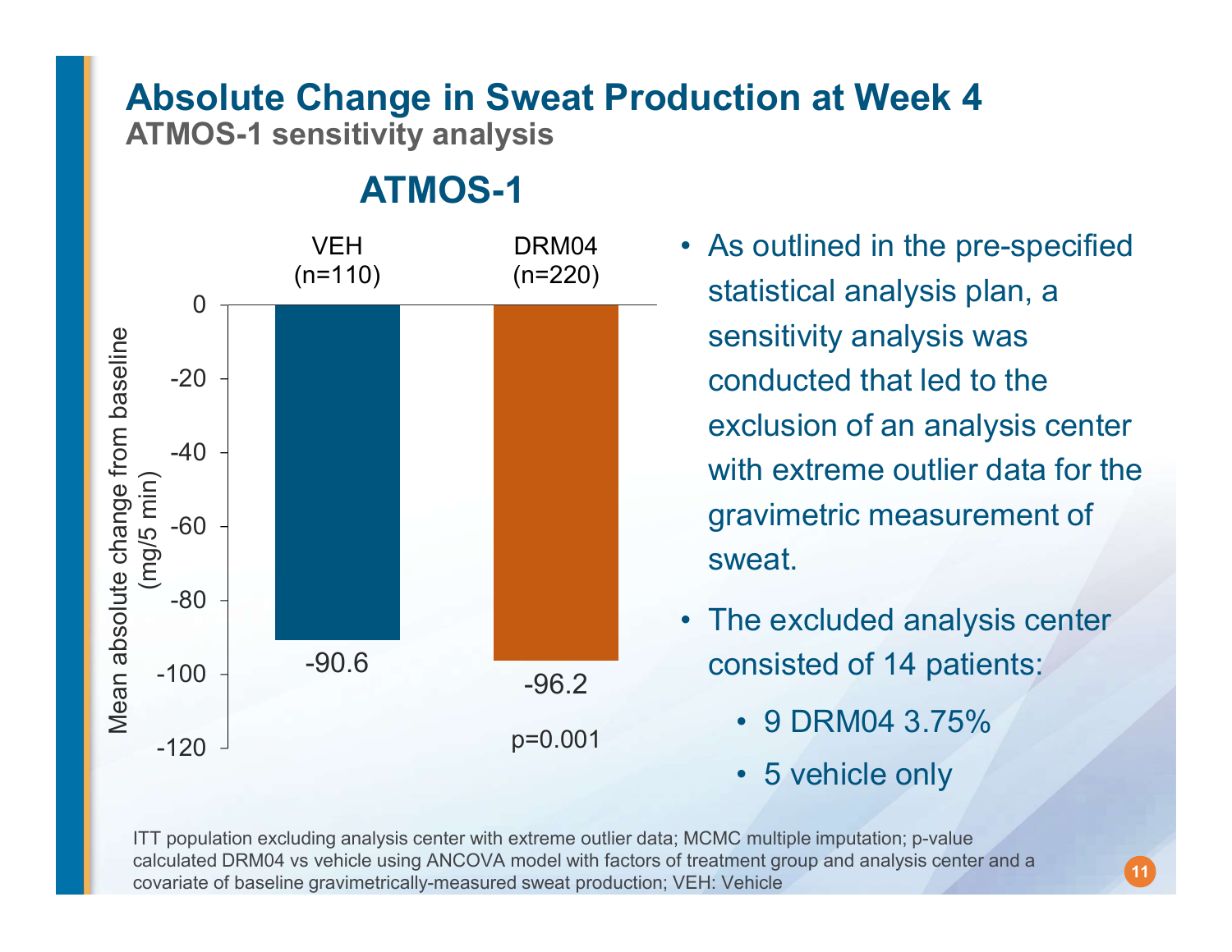# Absolute Change in Sweat Production at Week 4

**ATMOS-1 sensitivity analysis**

## ATMOS-1

| | VEH (n=110) | DRM04 (n=220) |
|---|---|---|
| Mean absolute change from baseline (mg/5 min) | -90.6 | -96.2 |
| | | p=0.001 |

- As outlined in the pre-specified statistical analysis plan, a sensitivity analysis was conducted that led to the exclusion of an analysis center with extreme outlier data for the gravimetric measurement of sweat.
- The excluded analysis center consisted of 14 patients:
  - 9 DRM04 3.75%
  - 5 vehicle only

ITT population excluding analysis center with extreme outlier data; MCMC multiple imputation; p-value calculated DRM04 vs vehicle using ANCOVA model with factors of treatment group and analysis center and a covariate of baseline gravimetrically-measured sweat production; VEH: Vehicle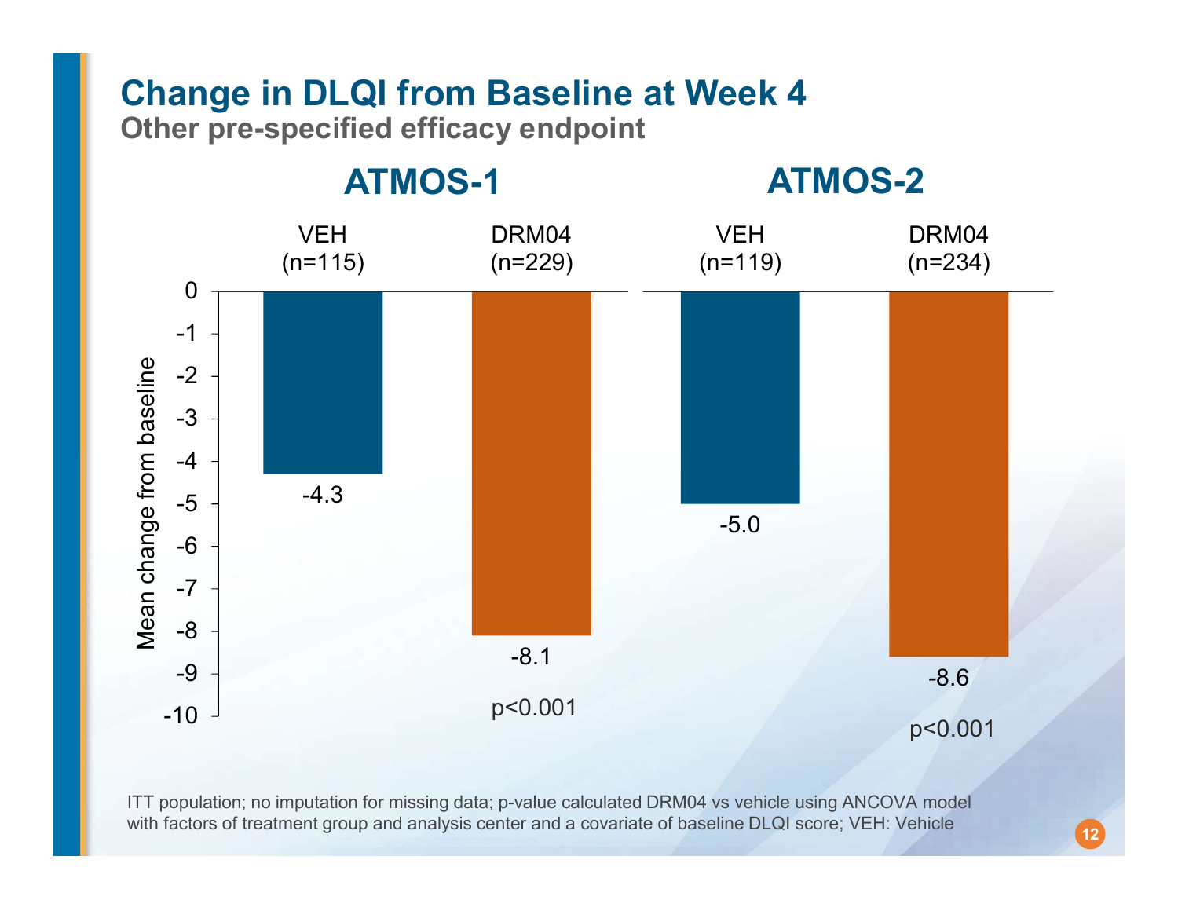# Change in DLQI from Baseline at Week 4

**Other pre-specified efficacy endpoint**

| | ATMOS-1 | | ATMOS-2 | |
|---|---|---|---|---|
| | VEH (n=115) | DRM04 (n=229) | VEH (n=119) | DRM04 (n=234) |
| Mean change from baseline | -4.3 | -8.1 | -5.0 | -8.6 |
| p-value | | $p<0.001$ | | $p<0.001$ |

ITT population; no imputation for missing data; p-value calculated DRM04 vs vehicle using ANCOVA model with factors of treatment group and analysis center and a covariate of baseline DLQI score; VEH: Vehicle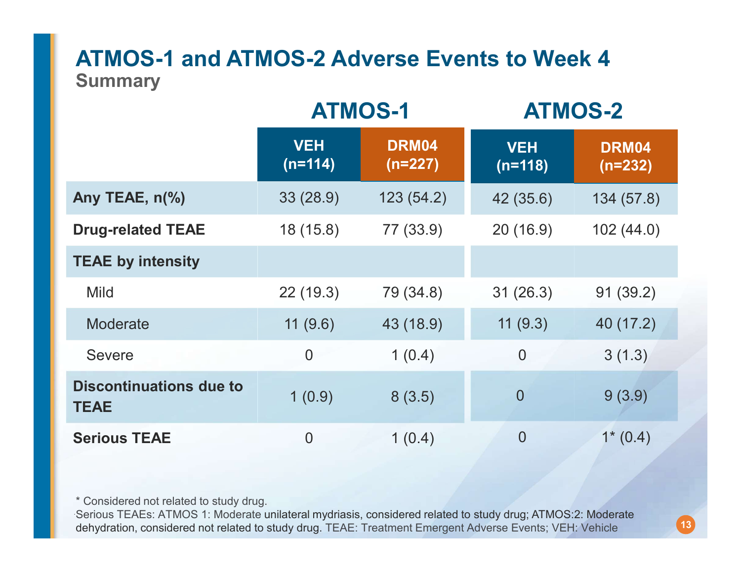# ATMOS-1 and ATMOS-2 Adverse Events to Week 4

## Summary

| | ATMOS-1 | | ATMOS-2 | |
|---|---|---|---|---|
| | **VEH (n=114)** | **DRM04 (n=227)** | **VEH (n=118)** | **DRM04 (n=232)** |
| **Any TEAE, n(%)** | 33 (28.9) | 123 (54.2) | 42 (35.6) | 134 (57.8) |
| **Drug-related TEAE** | 18 (15.8) | 77 (33.9) | 20 (16.9) | 102 (44.0) |
| **TEAE by intensity** | | | | |
| Mild | 22 (19.3) | 79 (34.8) | 31 (26.3) | 91 (39.2) |
| Moderate | 11 (9.6) | 43 (18.9) | 11 (9.3) | 40 (17.2) |
| Severe | 0 | 1 (0.4) | 0 | 3 (1.3) |
| **Discontinuations due to TEAE** | 1 (0.9) | 8 (3.5) | 0 | 9 (3.9) |
| **Serious TEAE** | 0 | 1 (0.4) | 0 | 1* (0.4) |

\* Considered not related to study drug.

Serious TEAEs: ATMOS 1: Moderate unilateral mydriasis, considered related to study drug; ATMOS:2: Moderate dehydration, considered not related to study drug. TEAE: Treatment Emergent Adverse Events; VEH: Vehicle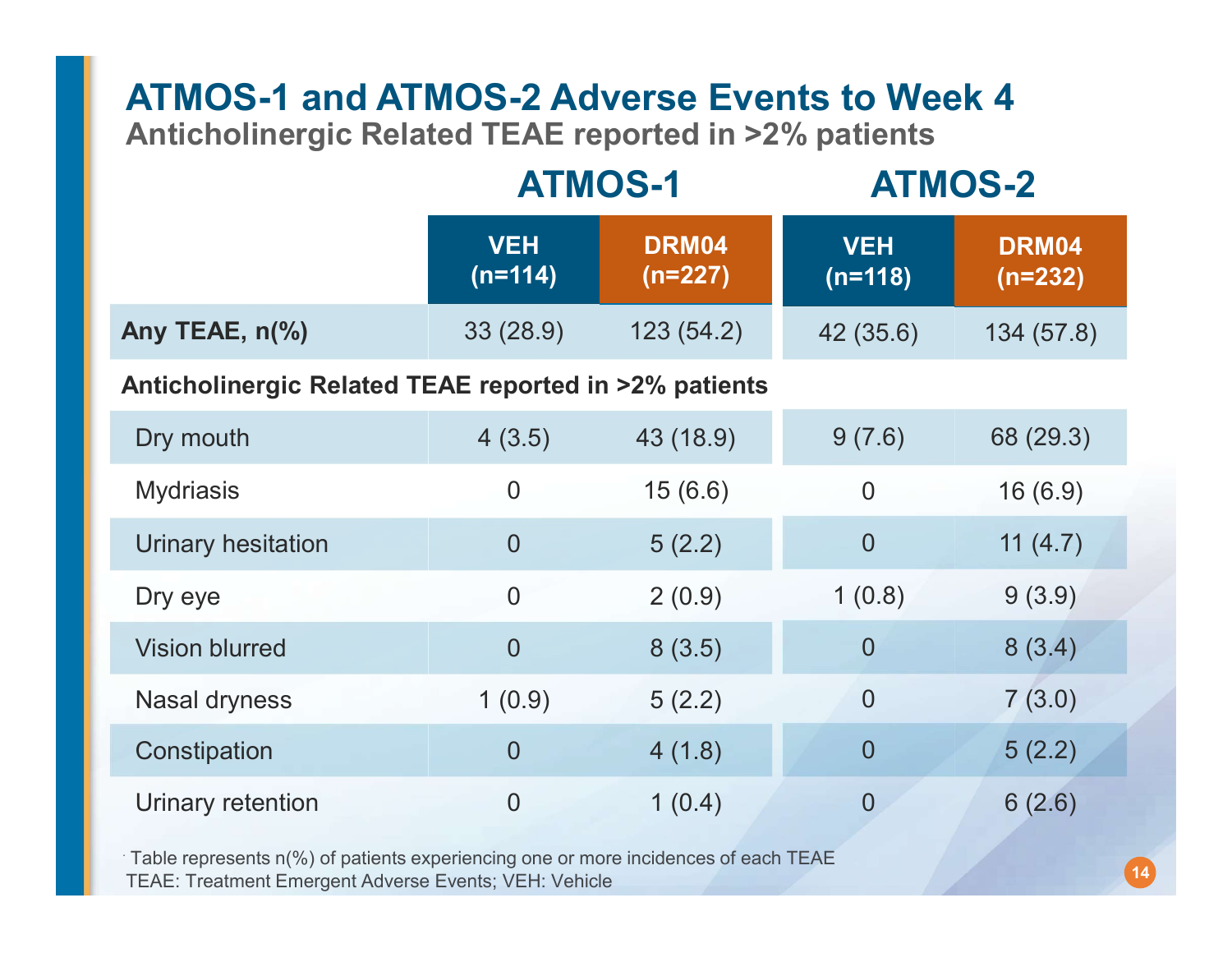# ATMOS-1 and ATMOS-2 Adverse Events to Week 4

## Anticholinergic Related TEAE reported in >2% patients

| | ATMOS-1 | | ATMOS-2 | |
|---|---|---|---|---|
| | VEH (n=114) | DRM04 (n=227) | VEH (n=118) | DRM04 (n=232) |
| **Any TEAE, n(%)** | 33 (28.9) | 123 (54.2) | 42 (35.6) | 134 (57.8) |
| **Anticholinergic Related TEAE reported in >2% patients** | | | | |
| Dry mouth | 4 (3.5) | 43 (18.9) | 9 (7.6) | 68 (29.3) |
| Mydriasis | 0 | 15 (6.6) | 0 | 16 (6.9) |
| Urinary hesitation | 0 | 5 (2.2) | 0 | 11 (4.7) |
| Dry eye | 0 | 2 (0.9) | 1 (0.8) | 9 (3.9) |
| Vision blurred | 0 | 8 (3.5) | 0 | 8 (3.4) |
| Nasal dryness | 1 (0.9) | 5 (2.2) | 0 | 7 (3.0) |
| Constipation | 0 | 4 (1.8) | 0 | 5 (2.2) |
| Urinary retention | 0 | 1 (0.4) | 0 | 6 (2.6) |

Table represents n(%) of patients experiencing one or more incidences of each TEAE
TEAE: Treatment Emergent Adverse Events; VEH: Vehicle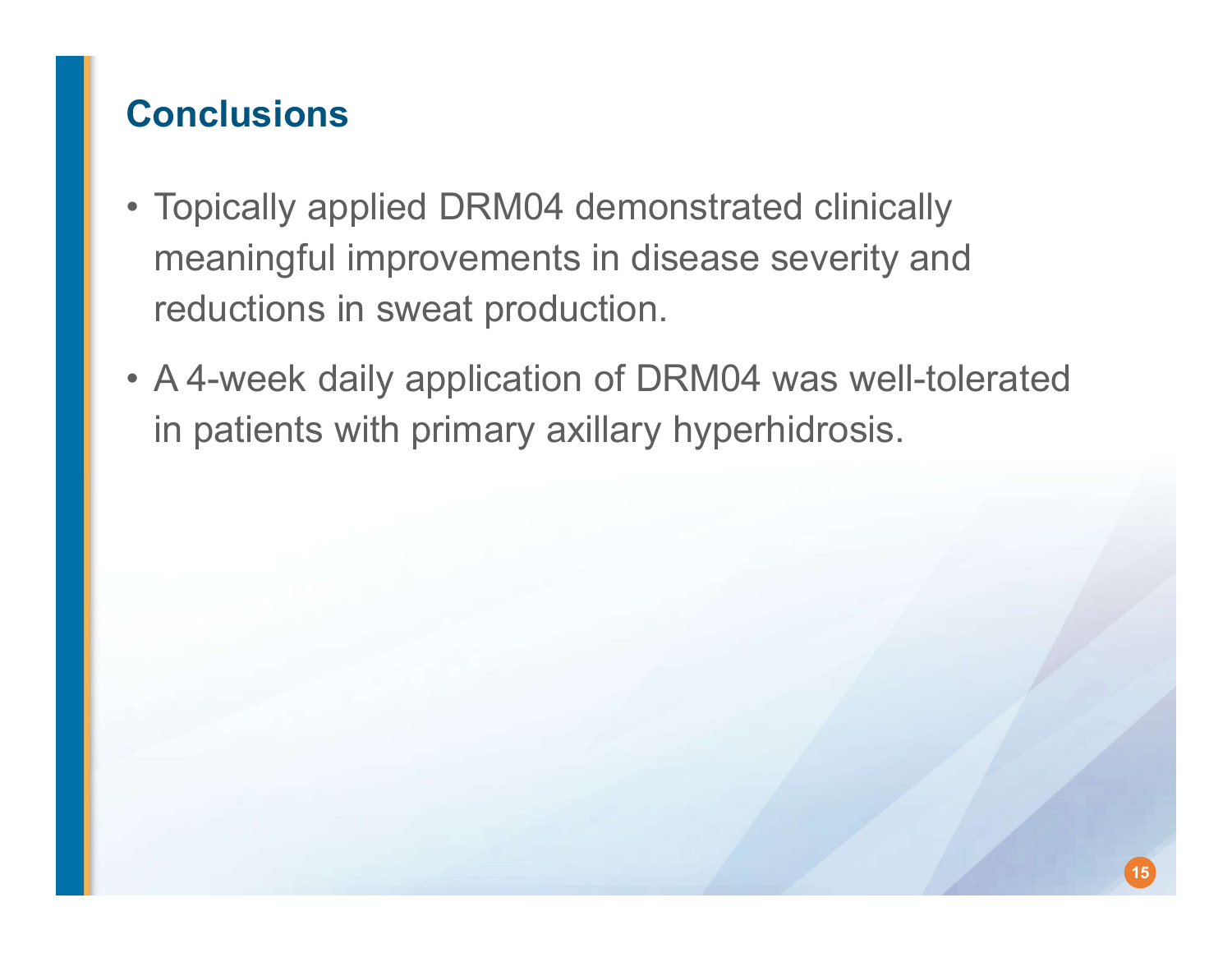## Conclusions

- Topically applied DRM04 demonstrated clinically meaningful improvements in disease severity and reductions in sweat production.
- A 4-week daily application of DRM04 was well-tolerated in patients with primary axillary hyperhidrosis.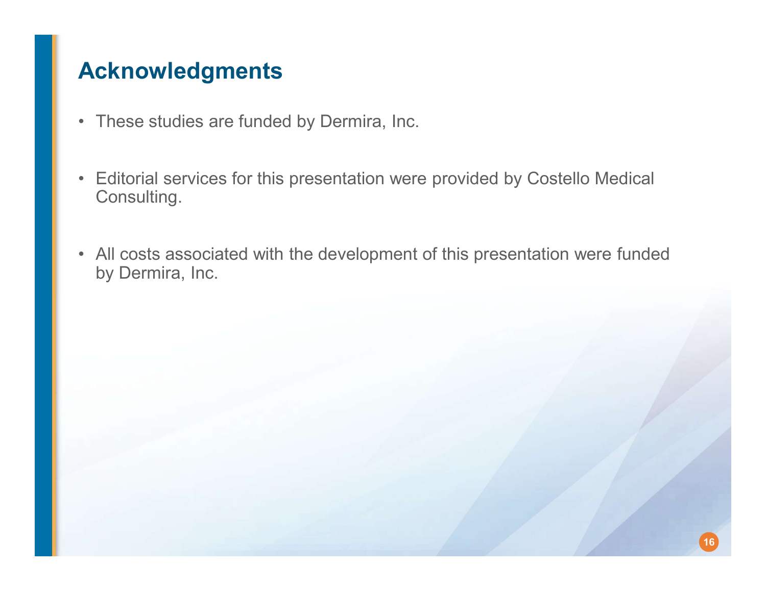# Acknowledgments

- These studies are funded by Dermira, Inc.
- Editorial services for this presentation were provided by Costello Medical Consulting.
- All costs associated with the development of this presentation were funded by Dermira, Inc.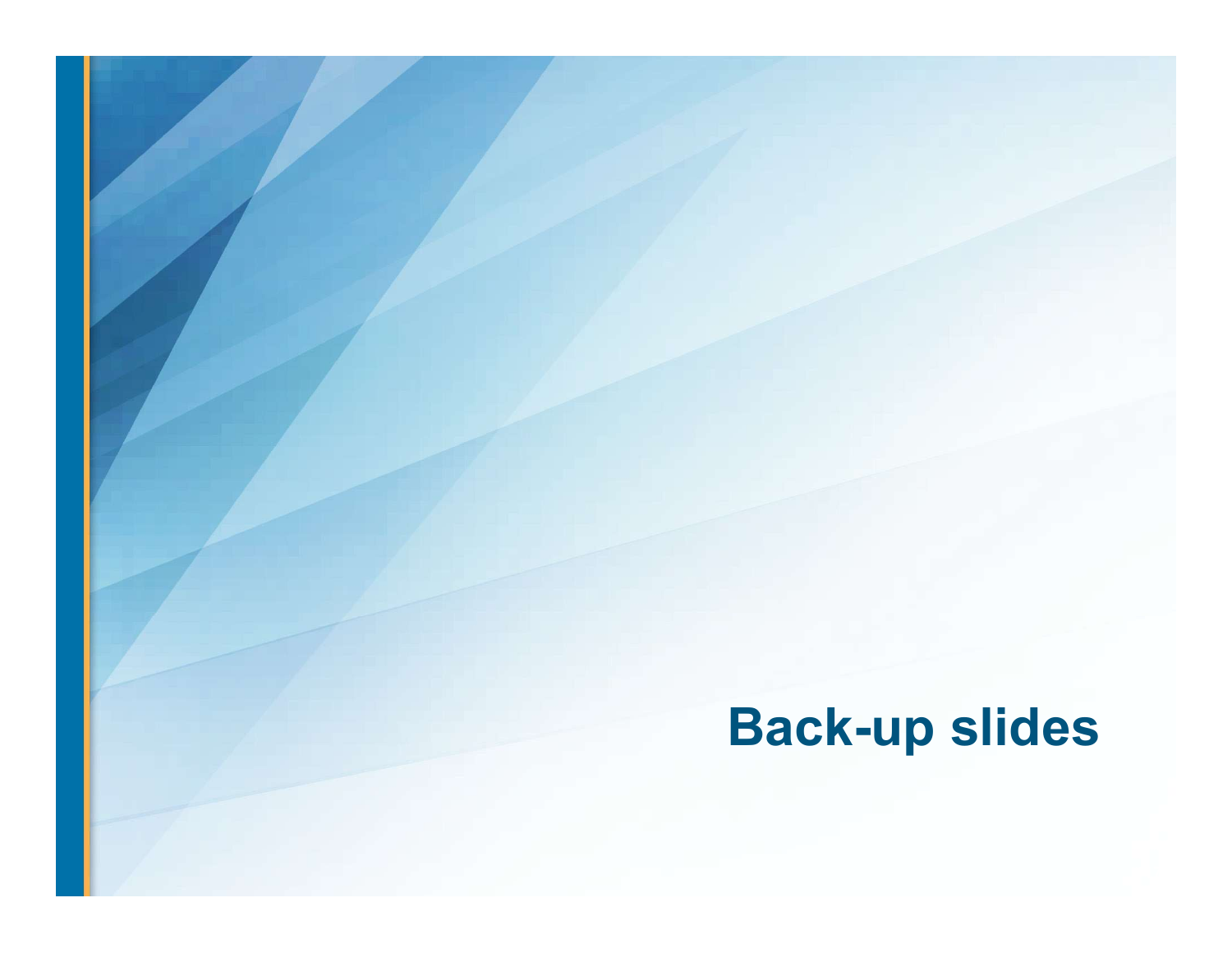# Back-up slides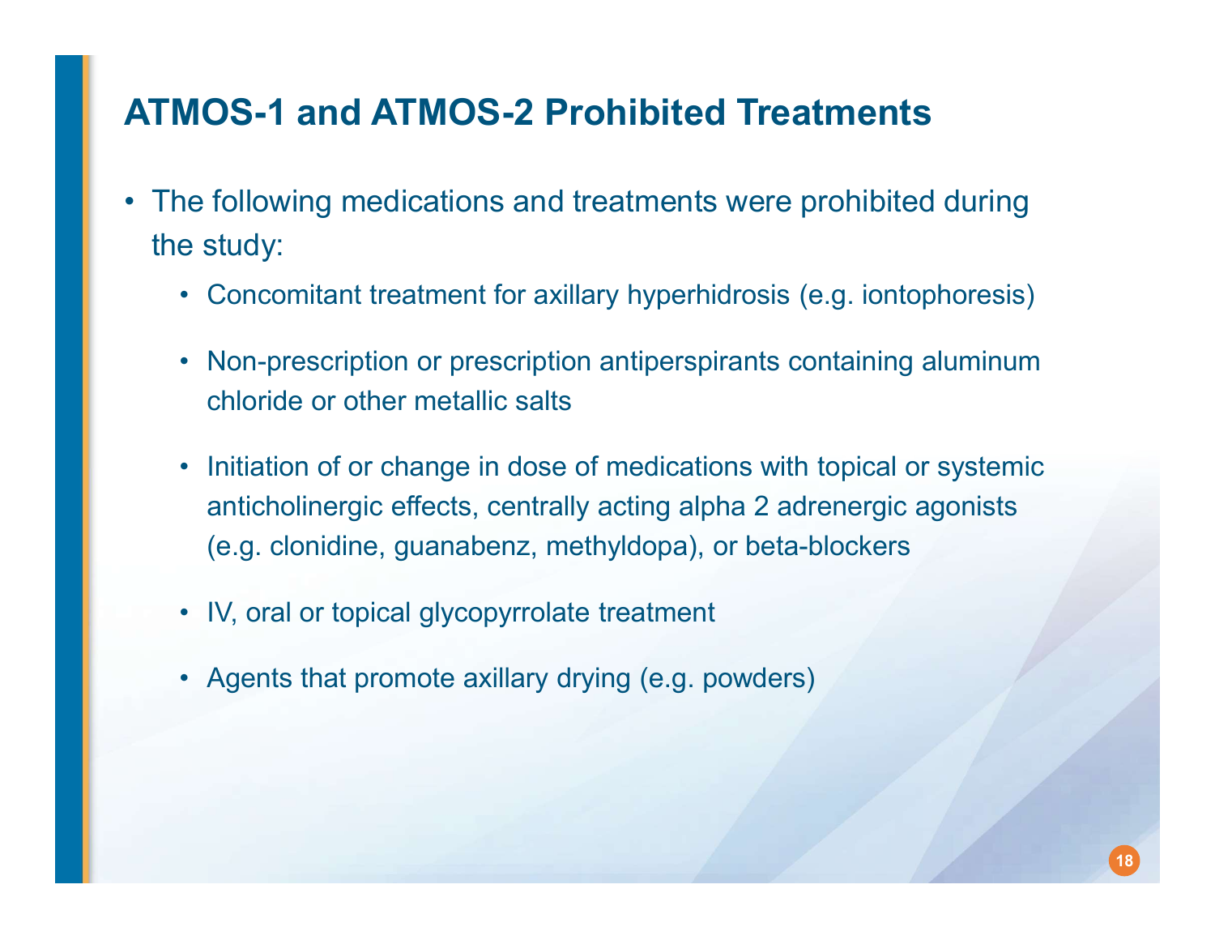## ATMOS-1 and ATMOS-2 Prohibited Treatments

- The following medications and treatments were prohibited during the study:
  - Concomitant treatment for axillary hyperhidrosis (e.g. iontophoresis)
  - Non-prescription or prescription antiperspirants containing aluminum chloride or other metallic salts
  - Initiation of or change in dose of medications with topical or systemic anticholinergic effects, centrally acting alpha 2 adrenergic agonists (e.g. clonidine, guanabenz, methyldopa), or beta-blockers
  - IV, oral or topical glycopyrrolate treatment
  - Agents that promote axillary drying (e.g. powders)